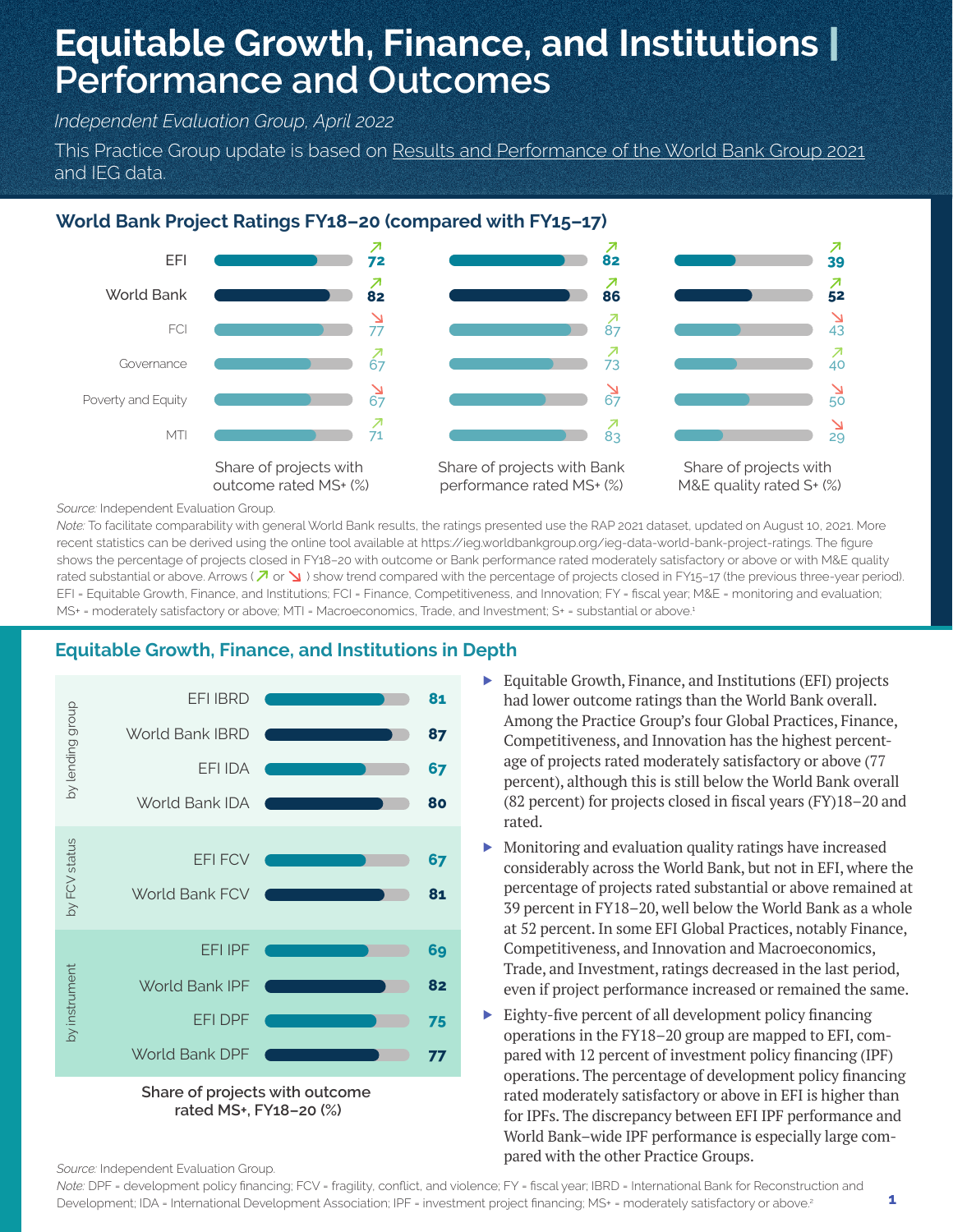# Equitable Growth, Finance, and Institutions | Performance and Outcomes

*Independent Evaluation Group, April 2022*

This Practice Group update is based on Results and Performance of the World Bank Group 2021 and IEG data.

## World Bank Project Ratings FY18–20 (compared with FY15–17)

| | Share of projects with outcome rated MS+ (%) | Share of projects with Bank performance rated MS+ (%) | Share of projects with M&E quality rated S+ (%) |
|---|---|---|---|
| EFI | ↗ 72 | ↗ 82 | ↗ 39 |
| World Bank | ↗ 82 | ↗ 86 | ↗ 52 |
| FCI | ↘ 77 | ↗ 87 | ↘ 43 |
| Governance | ↗ 67 | ↗ 73 | ↗ 40 |
| Poverty and Equity | ↘ 67 | ↘ 67 | ↘ 50 |
| MTI | ↗ 71 | ↗ 83 | ↘ 29 |

*Source:* Independent Evaluation Group.

*Note:* To facilitate comparability with general World Bank results, the ratings presented use the RAP 2021 dataset, updated on August 10, 2021. More recent statistics can be derived using the online tool available at https://ieg.worldbankgroup.org/ieg-data-world-bank-project-ratings. The figure shows the percentage of projects closed in FY18–20 with outcome or Bank performance rated moderately satisfactory or above or with M&E quality rated substantial or above. Arrows (↗ or ↘) show trend compared with the percentage of projects closed in FY15–17 (the previous three-year period). EFI = Equitable Growth, Finance, and Institutions; FCI = Finance, Competitiveness, and Innovation; FY = fiscal year; M&E = monitoring and evaluation; MS+ = moderately satisfactory or above; MTI = Macroeconomics, Trade, and Investment; S+ = substantial or above.[1]

## Equitable Growth, Finance, and Institutions in Depth

| | | Share of projects with outcome rated MS+, FY18–20 (%) |
|---|---|---|
| by lending group | EFI IBRD | 81 |
| | World Bank IBRD | 87 |
| | EFI IDA | 67 |
| | World Bank IDA | 80 |
| by FCV status | EFI FCV | 67 |
| | World Bank FCV | 81 |
| by instrument | EFI IPF | 69 |
| | World Bank IPF | 82 |
| | EFI DPF | 75 |
| | World Bank DPF | 77 |

**Share of projects with outcome rated MS+, FY18–20 (%)**

*Source:* Independent Evaluation Group.

*Note:* DPF = development policy financing; FCV = fragility, conflict, and violence; FY = fiscal year; IBRD = International Bank for Reconstruction and Development; IDA = International Development Association; IPF = investment project financing; MS+ = moderately satisfactory or above.[2]

- Equitable Growth, Finance, and Institutions (EFI) projects had lower outcome ratings than the World Bank overall. Among the Practice Group's four Global Practices, Finance, Competitiveness, and Innovation has the highest percentage of projects rated moderately satisfactory or above (77 percent), although this is still below the World Bank overall (82 percent) for projects closed in fiscal years (FY)18–20 and rated.
- Monitoring and evaluation quality ratings have increased considerably across the World Bank, but not in EFI, where the percentage of projects rated substantial or above remained at 39 percent in FY18–20, well below the World Bank as a whole at 52 percent. In some EFI Global Practices, notably Finance, Competitiveness, and Innovation and Macroeconomics, Trade, and Investment, ratings decreased in the last period, even if project performance increased or remained the same.
- Eighty-five percent of all development policy financing operations in the FY18–20 group are mapped to EFI, compared with 12 percent of investment policy financing (IPF) operations. The percentage of development policy financing rated moderately satisfactory or above in EFI is higher than for IPFs. The discrepancy between EFI IPF performance and World Bank–wide IPF performance is especially large compared with the other Practice Groups.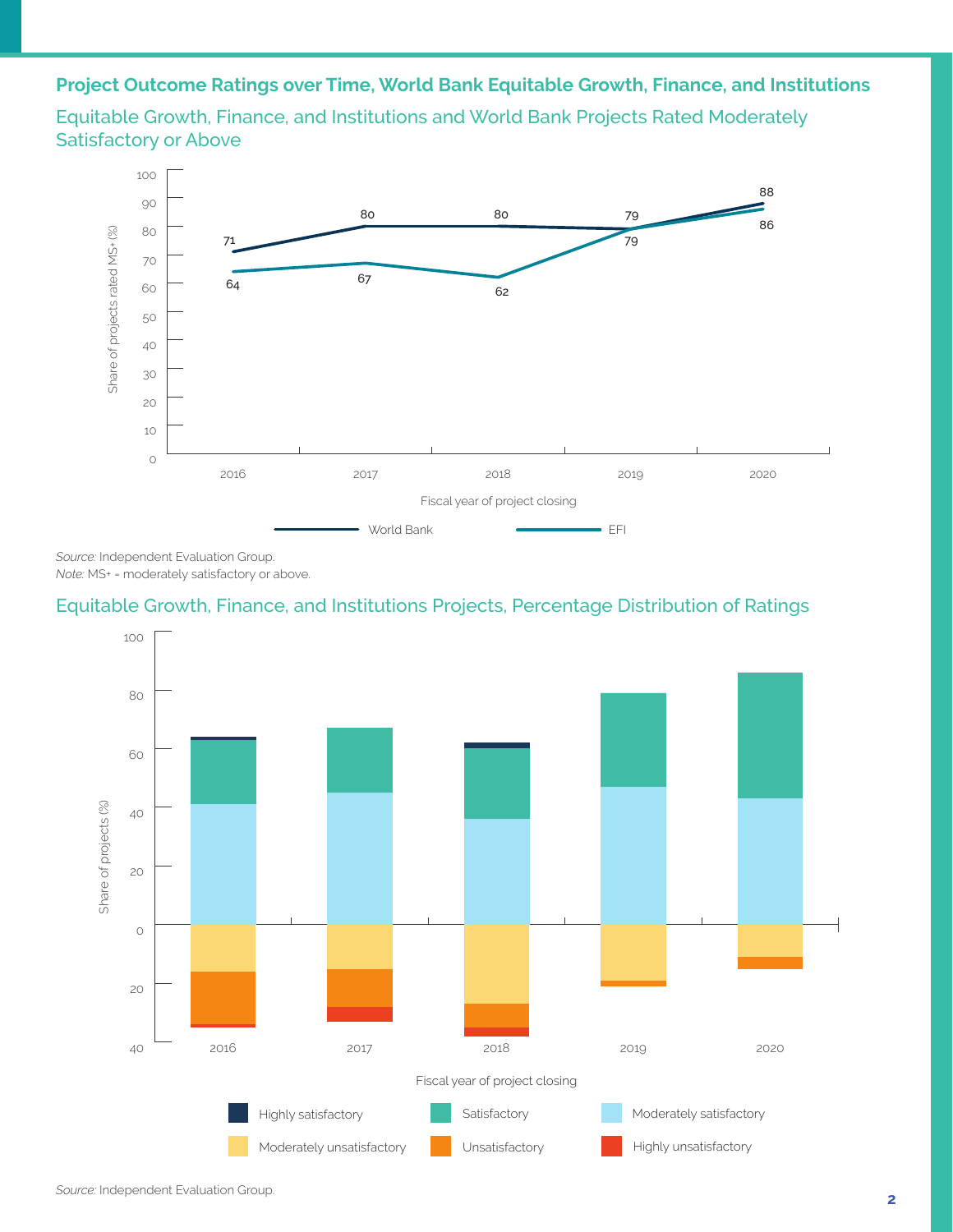## Project Outcome Ratings over Time, World Bank Equitable Growth, Finance, and Institutions

### Equitable Growth, Finance, and Institutions and World Bank Projects Rated Moderately Satisfactory or Above

| Fiscal year of project closing | World Bank | EFI |
| --- | --- | --- |
| 2016 | 71 | 64 |
| 2017 | 80 | 67 |
| 2018 | 80 | 62 |
| 2019 | 79 | 79 |
| 2020 | 88 | 86 |

*Source:* Independent Evaluation Group.
*Note:* MS+ = moderately satisfactory or above.

### Equitable Growth, Finance, and Institutions Projects, Percentage Distribution of Ratings

Share of projects (%) by fiscal year of project closing (2016–2020). Legend: Highly satisfactory; Satisfactory; Moderately satisfactory; Moderately unsatisfactory; Unsatisfactory; Highly unsatisfactory.

*Source:* Independent Evaluation Group.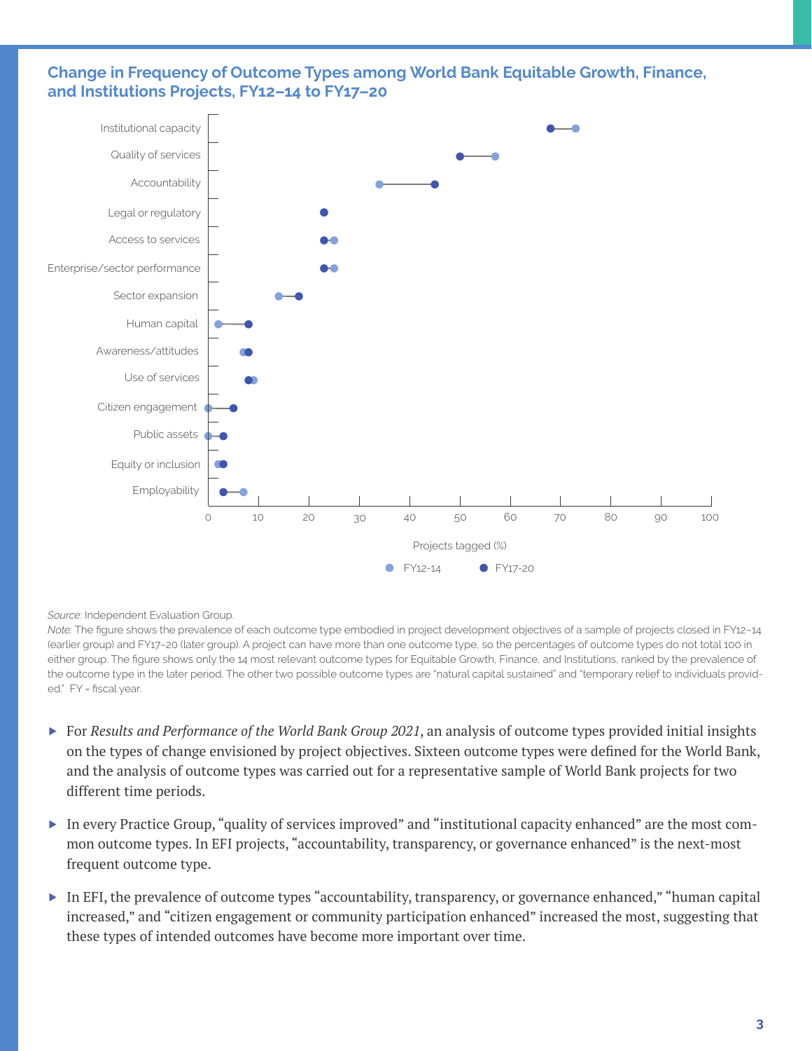## Change in Frequency of Outcome Types among World Bank Equitable Growth, Finance, and Institutions Projects, FY12–14 to FY17–20

Institutional capacity
Quality of services
Accountability
Legal or regulatory
Access to services
Enterprise/sector performance
Sector expansion
Human capital
Awareness/attitudes
Use of services
Citizen engagement
Public assets
Equity or inclusion
Employability

0 10 20 30 40 50 60 70 80 90 100

Projects tagged (%)

FY12-14 FY17-20

*Source:* Independent Evaluation Group.

*Note:* The figure shows the prevalence of each outcome type embodied in project development objectives of a sample of projects closed in FY12–14 (earlier group) and FY17–20 (later group). A project can have more than one outcome type, so the percentages of outcome types do not total 100 in either group. The figure shows only the 14 most relevant outcome types for Equitable Growth, Finance, and Institutions, ranked by the prevalence of the outcome type in the later period. The other two possible outcome types are "natural capital sustained" and "temporary relief to individuals provided." FY = fiscal year.

- For *Results and Performance of the World Bank Group 2021*, an analysis of outcome types provided initial insights on the types of change envisioned by project objectives. Sixteen outcome types were defined for the World Bank, and the analysis of outcome types was carried out for a representative sample of World Bank projects for two different time periods.
- In every Practice Group, "quality of services improved" and "institutional capacity enhanced" are the most common outcome types. In EFI projects, "accountability, transparency, or governance enhanced" is the next-most frequent outcome type.
- In EFI, the prevalence of outcome types "accountability, transparency, or governance enhanced," "human capital increased," and "citizen engagement or community participation enhanced" increased the most, suggesting that these types of intended outcomes have become more important over time.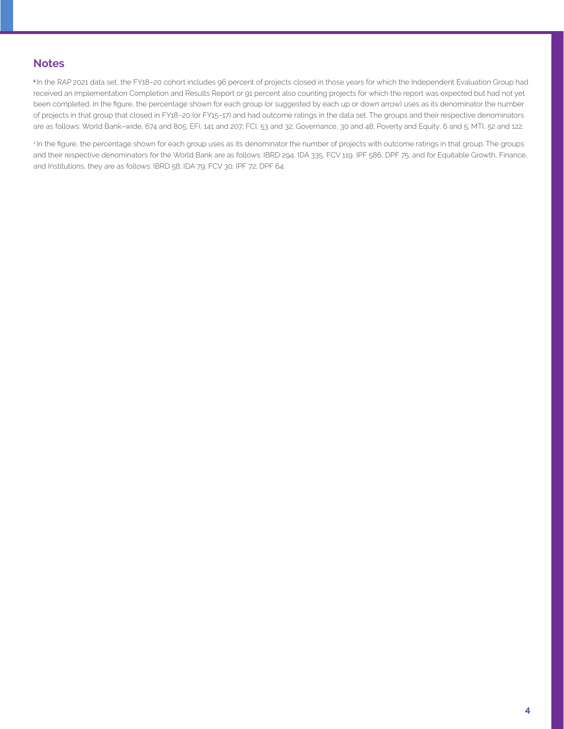## Notes

[1] In the RAP 2021 data set, the FY18–20 cohort includes 96 percent of projects closed in those years for which the Independent Evaluation Group had received an Implementation Completion and Results Report or 91 percent also counting projects for which the report was expected but had not yet been completed. In the figure, the percentage shown for each group (or suggested by each up or down arrow) uses as its denominator the number of projects in that group that closed in FY18–20 (or FY15–17) and had outcome ratings in the data set. The groups and their respective denominators are as follows: World Bank–wide, 674 and 805; EFI, 141 and 207; FCI, 53 and 32; Governance, 30 and 48; Poverty and Equity, 6 and 5; MTI, 52 and 122.

[2] In the figure, the percentage shown for each group uses as its denominator the number of projects with outcome ratings in that group. The groups and their respective denominators for the World Bank are as follows: IBRD 294, IDA 335, FCV 119, IPF 586, DPF 75; and for Equitable Growth, Finance, and Institutions, they are as follows: IBRD 58; IDA 79; FCV 30; IPF 72; DPF 64.